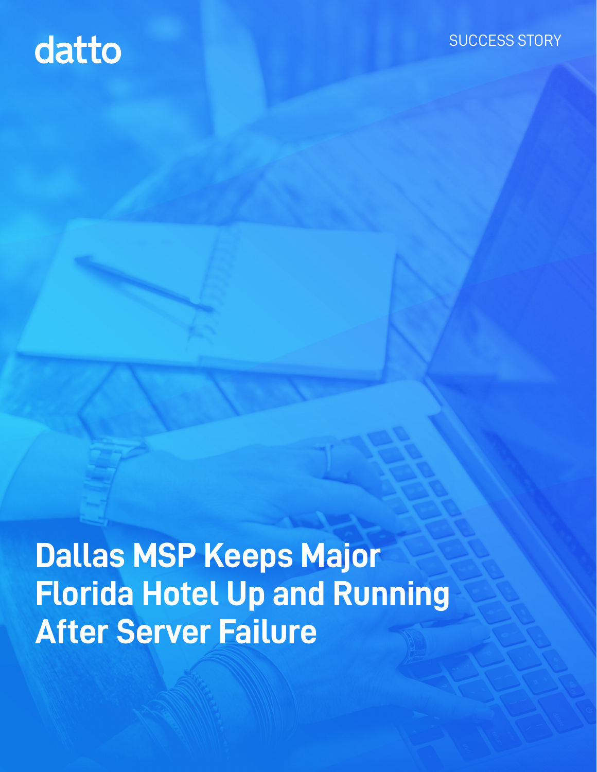datto

SUCCESS STORY

# Dallas MSP Keeps Major Florida Hotel Up and Running After Server Failure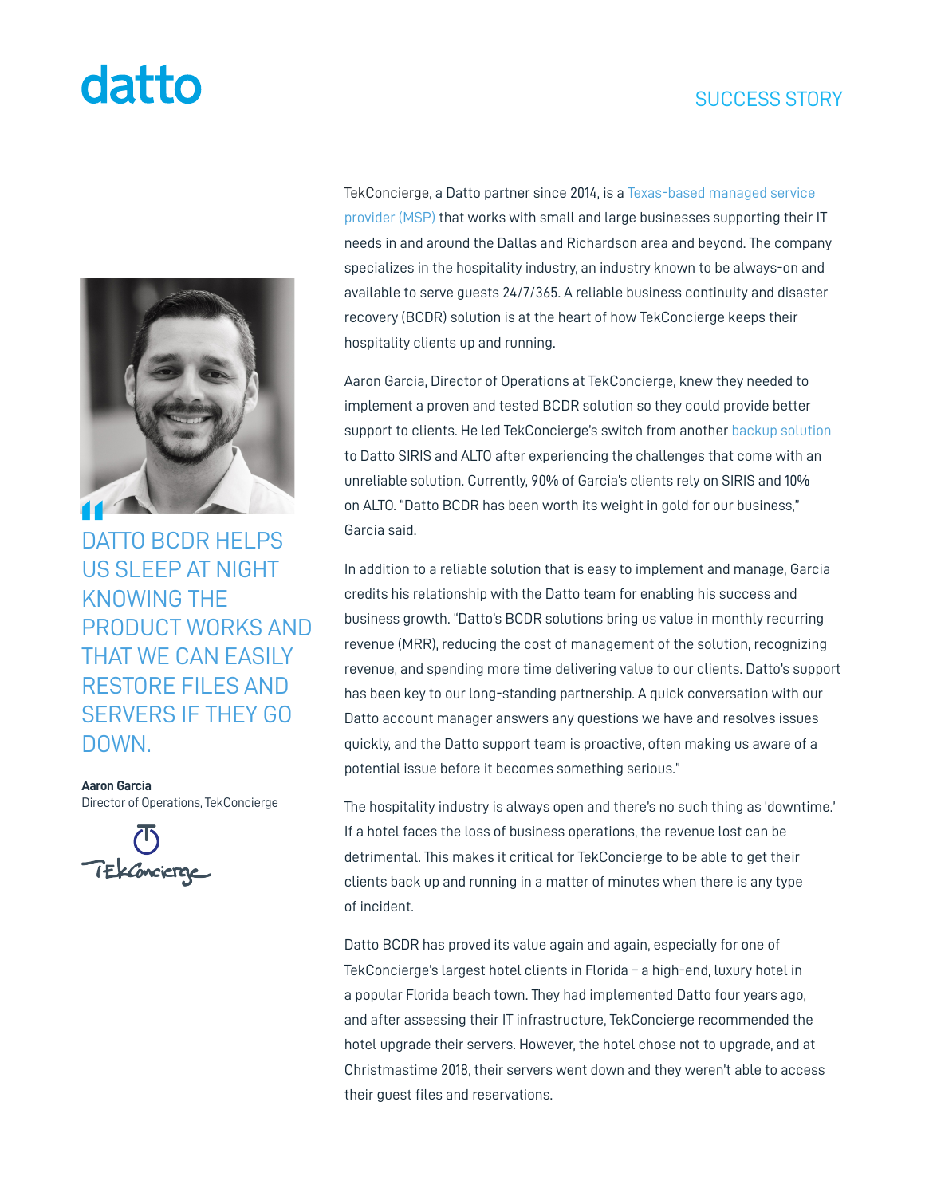datto

SUCCESS STORY

TekConcierge, a Datto partner since 2014, is a Texas-based managed service provider (MSP) that works with small and large businesses supporting their IT needs in and around the Dallas and Richardson area and beyond. The company specializes in the hospitality industry, an industry known to be always-on and available to serve guests 24/7/365. A reliable business continuity and disaster recovery (BCDR) solution is at the heart of how TekConcierge keeps their hospitality clients up and running.

Aaron Garcia, Director of Operations at TekConcierge, knew they needed to implement a proven and tested BCDR solution so they could provide better support to clients. He led TekConcierge's switch from another backup solution to Datto SIRIS and ALTO after experiencing the challenges that come with an unreliable solution. Currently, 90% of Garcia's clients rely on SIRIS and 10% on ALTO. "Datto BCDR has been worth its weight in gold for our business," Garcia said.

> DATTO BCDR HELPS US SLEEP AT NIGHT KNOWING THE PRODUCT WORKS AND THAT WE CAN EASILY RESTORE FILES AND SERVERS IF THEY GO DOWN.
>
> **Aaron Garcia**
> Director of Operations, TekConcierge

In addition to a reliable solution that is easy to implement and manage, Garcia credits his relationship with the Datto team for enabling his success and business growth. "Datto's BCDR solutions bring us value in monthly recurring revenue (MRR), reducing the cost of management of the solution, recognizing revenue, and spending more time delivering value to our clients. Datto's support has been key to our long-standing partnership. A quick conversation with our Datto account manager answers any questions we have and resolves issues quickly, and the Datto support team is proactive, often making us aware of a potential issue before it becomes something serious."

The hospitality industry is always open and there's no such thing as 'downtime.' If a hotel faces the loss of business operations, the revenue lost can be detrimental. This makes it critical for TekConcierge to be able to get their clients back up and running in a matter of minutes when there is any type of incident.

Datto BCDR has proved its value again and again, especially for one of TekConcierge's largest hotel clients in Florida – a high-end, luxury hotel in a popular Florida beach town. They had implemented Datto four years ago, and after assessing their IT infrastructure, TekConcierge recommended the hotel upgrade their servers. However, the hotel chose not to upgrade, and at Christmastime 2018, their servers went down and they weren't able to access their guest files and reservations.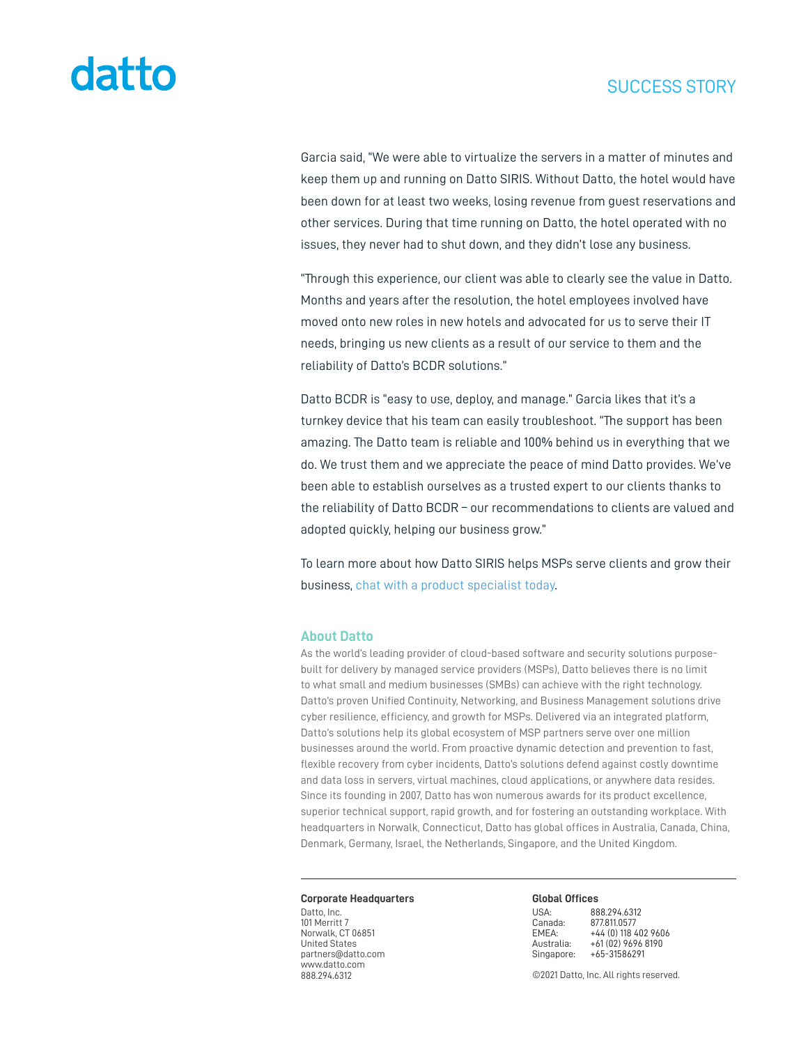Garcia said, "We were able to virtualize the servers in a matter of minutes and keep them up and running on Datto SIRIS. Without Datto, the hotel would have been down for at least two weeks, losing revenue from guest reservations and other services. During that time running on Datto, the hotel operated with no issues, they never had to shut down, and they didn't lose any business.

"Through this experience, our client was able to clearly see the value in Datto. Months and years after the resolution, the hotel employees involved have moved onto new roles in new hotels and advocated for us to serve their IT needs, bringing us new clients as a result of our service to them and the reliability of Datto's BCDR solutions."

Datto BCDR is "easy to use, deploy, and manage." Garcia likes that it's a turnkey device that his team can easily troubleshoot. "The support has been amazing. The Datto team is reliable and 100% behind us in everything that we do. We trust them and we appreciate the peace of mind Datto provides. We've been able to establish ourselves as a trusted expert to our clients thanks to the reliability of Datto BCDR – our recommendations to clients are valued and adopted quickly, helping our business grow."

To learn more about how Datto SIRIS helps MSPs serve clients and grow their business, chat with a product specialist today.

## About Datto

As the world's leading provider of cloud-based software and security solutions purpose-built for delivery by managed service providers (MSPs), Datto believes there is no limit to what small and medium businesses (SMBs) can achieve with the right technology. Datto's proven Unified Continuity, Networking, and Business Management solutions drive cyber resilience, efficiency, and growth for MSPs. Delivered via an integrated platform, Datto's solutions help its global ecosystem of MSP partners serve over one million businesses around the world. From proactive dynamic detection and prevention to fast, flexible recovery from cyber incidents, Datto's solutions defend against costly downtime and data loss in servers, virtual machines, cloud applications, or anywhere data resides. Since its founding in 2007, Datto has won numerous awards for its product excellence, superior technical support, rapid growth, and for fostering an outstanding workplace. With headquarters in Norwalk, Connecticut, Datto has global offices in Australia, Canada, China, Denmark, Germany, Israel, the Netherlands, Singapore, and the United Kingdom.

**Corporate Headquarters**
Datto, Inc.
101 Merritt 7
Norwalk, CT 06851
United States
partners@datto.com
www.datto.com
888.294.6312

**Global Offices**

| | |
|---|---|
| USA: | 888.294.6312 |
| Canada: | 877.811.0577 |
| EMEA: | +44 (0) 118 402 9606 |
| Australia: | +61 (02) 9696 8190 |
| Singapore: | +65-31586291 |

©2021 Datto, Inc. All rights reserved.